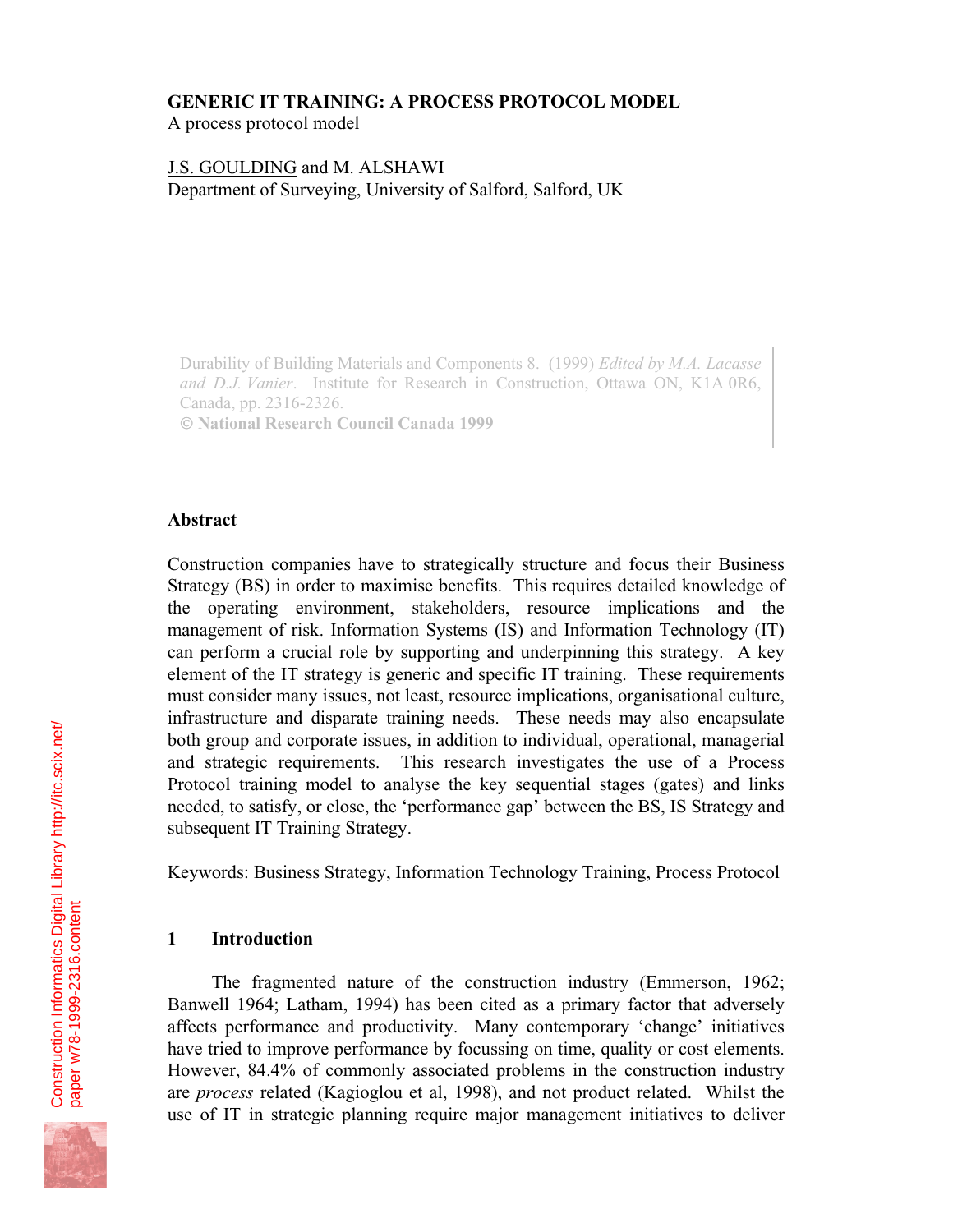# GENERIC IT TRAINING: A PROCESS PROTOCOL MODEL

A process protocol model

J.S. GOULDING and M. ALSHAWI
Department of Surveying, University of Salford, Salford, UK

> Durability of Building Materials and Components 8. (1999) *Edited by M.A. Lacasse and D.J. Vanier*. Institute for Research in Construction, Ottawa ON, K1A 0R6, Canada, pp. 2316-2326.
> **© National Research Council Canada 1999**

## Abstract

Construction companies have to strategically structure and focus their Business Strategy (BS) in order to maximise benefits. This requires detailed knowledge of the operating environment, stakeholders, resource implications and the management of risk. Information Systems (IS) and Information Technology (IT) can perform a crucial role by supporting and underpinning this strategy. A key element of the IT strategy is generic and specific IT training. These requirements must consider many issues, not least, resource implications, organisational culture, infrastructure and disparate training needs. These needs may also encapsulate both group and corporate issues, in addition to individual, operational, managerial and strategic requirements. This research investigates the use of a Process Protocol training model to analyse the key sequential stages (gates) and links needed, to satisfy, or close, the 'performance gap' between the BS, IS Strategy and subsequent IT Training Strategy.

Keywords: Business Strategy, Information Technology Training, Process Protocol

## 1 Introduction

The fragmented nature of the construction industry (Emmerson, 1962; Banwell 1964; Latham, 1994) has been cited as a primary factor that adversely affects performance and productivity. Many contemporary 'change' initiatives have tried to improve performance by focussing on time, quality or cost elements. However, 84.4% of commonly associated problems in the construction industry are *process* related (Kagioglou et al, 1998), and not product related. Whilst the use of IT in strategic planning require major management initiatives to deliver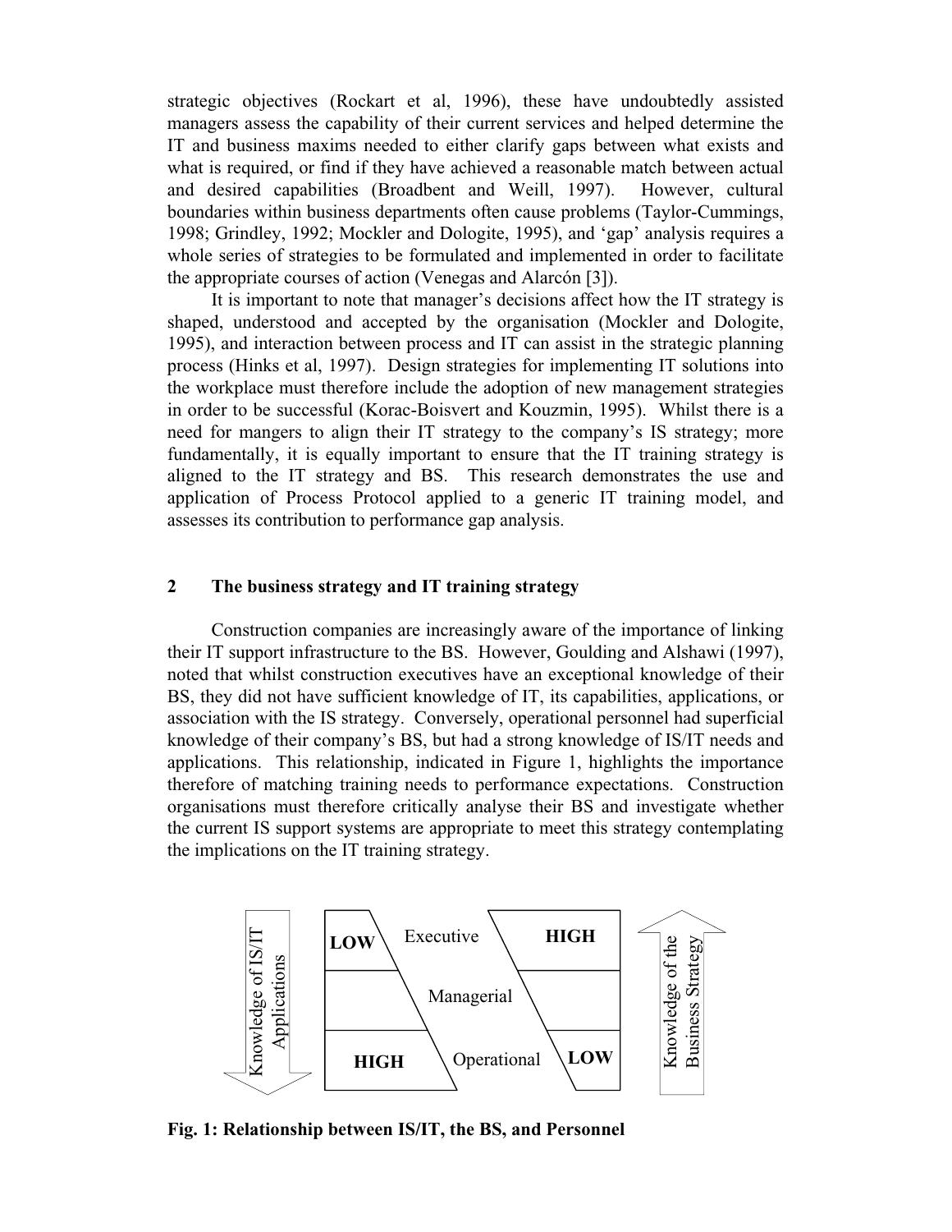strategic objectives (Rockart et al, 1996), these have undoubtedly assisted managers assess the capability of their current services and helped determine the IT and business maxims needed to either clarify gaps between what exists and what is required, or find if they have achieved a reasonable match between actual and desired capabilities (Broadbent and Weill, 1997). However, cultural boundaries within business departments often cause problems (Taylor-Cummings, 1998; Grindley, 1992; Mockler and Dologite, 1995), and 'gap' analysis requires a whole series of strategies to be formulated and implemented in order to facilitate the appropriate courses of action (Venegas and Alarcón [3]).

It is important to note that manager's decisions affect how the IT strategy is shaped, understood and accepted by the organisation (Mockler and Dologite, 1995), and interaction between process and IT can assist in the strategic planning process (Hinks et al, 1997). Design strategies for implementing IT solutions into the workplace must therefore include the adoption of new management strategies in order to be successful (Korac-Boisvert and Kouzmin, 1995). Whilst there is a need for mangers to align their IT strategy to the company's IS strategy; more fundamentally, it is equally important to ensure that the IT training strategy is aligned to the IT strategy and BS. This research demonstrates the use and application of Process Protocol applied to a generic IT training model, and assesses its contribution to performance gap analysis.

## 2 The business strategy and IT training strategy

Construction companies are increasingly aware of the importance of linking their IT support infrastructure to the BS. However, Goulding and Alshawi (1997), noted that whilst construction executives have an exceptional knowledge of their BS, they did not have sufficient knowledge of IT, its capabilities, applications, or association with the IS strategy. Conversely, operational personnel had superficial knowledge of their company's BS, but had a strong knowledge of IS/IT needs and applications. This relationship, indicated in Figure 1, highlights the importance therefore of matching training needs to performance expectations. Construction organisations must therefore critically analyse their BS and investigate whether the current IS support systems are appropriate to meet this strategy contemplating the implications on the IT training strategy.

| Knowledge of IS/IT Applications | | Level | | Knowledge of the Business Strategy |
|---|---|---|---|---|
| | LOW | Executive | HIGH | |
| | | Managerial | | |
| | HIGH | Operational | LOW | |

**Fig. 1: Relationship between IS/IT, the BS, and Personnel**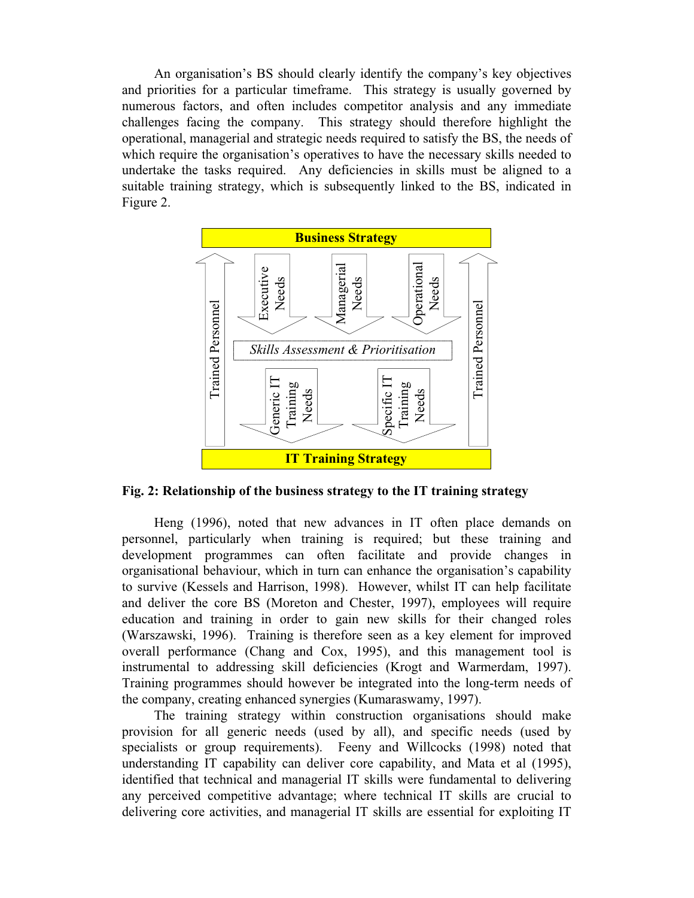An organisation's BS should clearly identify the company's key objectives and priorities for a particular timeframe. This strategy is usually governed by numerous factors, and often includes competitor analysis and any immediate challenges facing the company. This strategy should therefore highlight the operational, managerial and strategic needs required to satisfy the BS, the needs of which require the organisation's operatives to have the necessary skills needed to undertake the tasks required. Any deficiencies in skills must be aligned to a suitable training strategy, which is subsequently linked to the BS, indicated in Figure 2.

Business Strategy

Trained Personnel | Executive Needs | Managerial Needs | Operational Needs | Trained Personnel

*Skills Assessment & Prioritisation*

Generic IT Training Needs | Specific IT Training Needs

IT Training Strategy

**Fig. 2: Relationship of the business strategy to the IT training strategy**

Heng (1996), noted that new advances in IT often place demands on personnel, particularly when training is required; but these training and development programmes can often facilitate and provide changes in organisational behaviour, which in turn can enhance the organisation's capability to survive (Kessels and Harrison, 1998). However, whilst IT can help facilitate and deliver the core BS (Moreton and Chester, 1997), employees will require education and training in order to gain new skills for their changed roles (Warszawski, 1996). Training is therefore seen as a key element for improved overall performance (Chang and Cox, 1995), and this management tool is instrumental to addressing skill deficiencies (Krogt and Warmerdam, 1997). Training programmes should however be integrated into the long-term needs of the company, creating enhanced synergies (Kumaraswamy, 1997).

The training strategy within construction organisations should make provision for all generic needs (used by all), and specific needs (used by specialists or group requirements). Feeny and Willcocks (1998) noted that understanding IT capability can deliver core capability, and Mata et al (1995), identified that technical and managerial IT skills were fundamental to delivering any perceived competitive advantage; where technical IT skills are crucial to delivering core activities, and managerial IT skills are essential for exploiting IT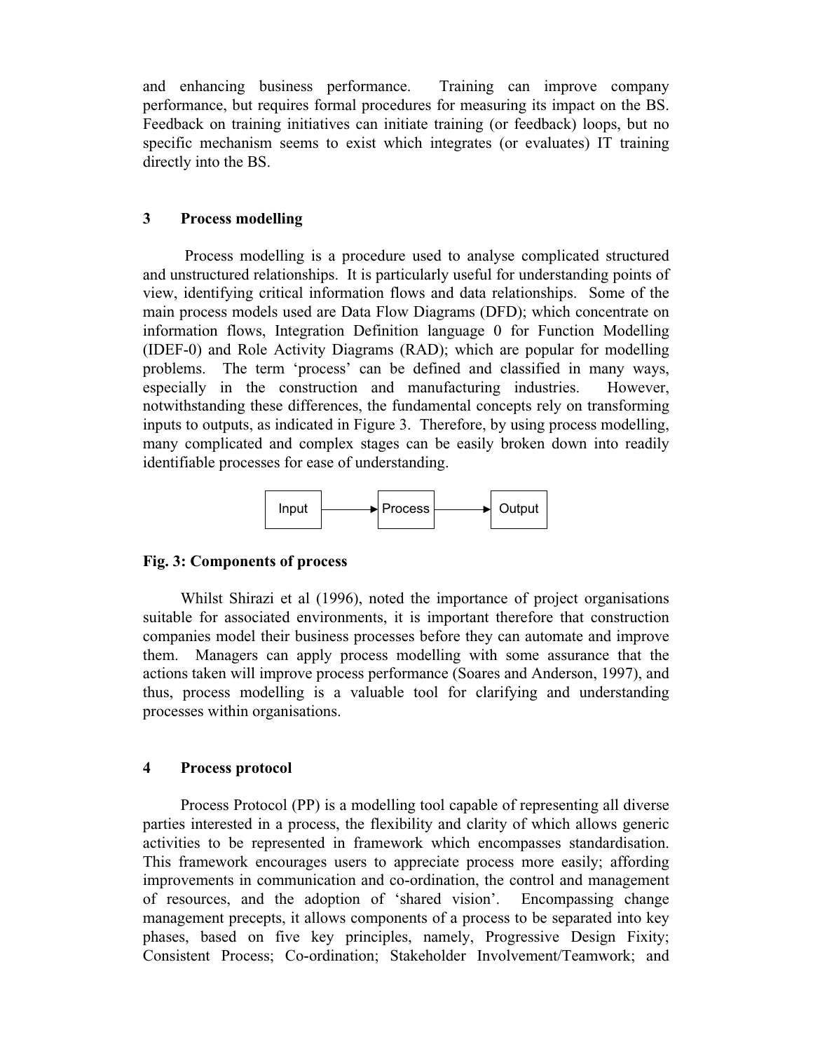and enhancing business performance. Training can improve company performance, but requires formal procedures for measuring its impact on the BS. Feedback on training initiatives can initiate training (or feedback) loops, but no specific mechanism seems to exist which integrates (or evaluates) IT training directly into the BS.

## 3 Process modelling

Process modelling is a procedure used to analyse complicated structured and unstructured relationships. It is particularly useful for understanding points of view, identifying critical information flows and data relationships. Some of the main process models used are Data Flow Diagrams (DFD); which concentrate on information flows, Integration Definition language 0 for Function Modelling (IDEF-0) and Role Activity Diagrams (RAD); which are popular for modelling problems. The term 'process' can be defined and classified in many ways, especially in the construction and manufacturing industries. However, notwithstanding these differences, the fundamental concepts rely on transforming inputs to outputs, as indicated in Figure 3. Therefore, by using process modelling, many complicated and complex stages can be easily broken down into readily identifiable processes for ease of understanding.

Input → Process → Output

**Fig. 3: Components of process**

Whilst Shirazi et al (1996), noted the importance of project organisations suitable for associated environments, it is important therefore that construction companies model their business processes before they can automate and improve them. Managers can apply process modelling with some assurance that the actions taken will improve process performance (Soares and Anderson, 1997), and thus, process modelling is a valuable tool for clarifying and understanding processes within organisations.

## 4 Process protocol

Process Protocol (PP) is a modelling tool capable of representing all diverse parties interested in a process, the flexibility and clarity of which allows generic activities to be represented in framework which encompasses standardisation. This framework encourages users to appreciate process more easily; affording improvements in communication and co-ordination, the control and management of resources, and the adoption of 'shared vision'. Encompassing change management precepts, it allows components of a process to be separated into key phases, based on five key principles, namely, Progressive Design Fixity; Consistent Process; Co-ordination; Stakeholder Involvement/Teamwork; and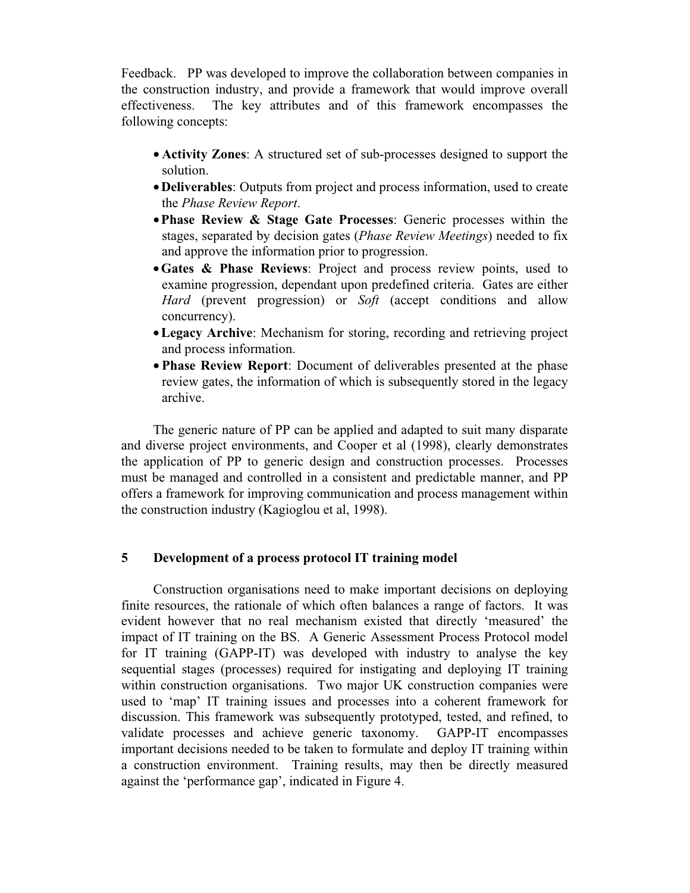Feedback. PP was developed to improve the collaboration between companies in the construction industry, and provide a framework that would improve overall effectiveness. The key attributes and of this framework encompasses the following concepts:

- **Activity Zones**: A structured set of sub-processes designed to support the solution.
- **Deliverables**: Outputs from project and process information, used to create the *Phase Review Report*.
- **Phase Review & Stage Gate Processes**: Generic processes within the stages, separated by decision gates (*Phase Review Meetings*) needed to fix and approve the information prior to progression.
- **Gates & Phase Reviews**: Project and process review points, used to examine progression, dependant upon predefined criteria. Gates are either *Hard* (prevent progression) or *Soft* (accept conditions and allow concurrency).
- **Legacy Archive**: Mechanism for storing, recording and retrieving project and process information.
- **Phase Review Report**: Document of deliverables presented at the phase review gates, the information of which is subsequently stored in the legacy archive.

The generic nature of PP can be applied and adapted to suit many disparate and diverse project environments, and Cooper et al (1998), clearly demonstrates the application of PP to generic design and construction processes. Processes must be managed and controlled in a consistent and predictable manner, and PP offers a framework for improving communication and process management within the construction industry (Kagioglou et al, 1998).

## 5 Development of a process protocol IT training model

Construction organisations need to make important decisions on deploying finite resources, the rationale of which often balances a range of factors. It was evident however that no real mechanism existed that directly 'measured' the impact of IT training on the BS. A Generic Assessment Process Protocol model for IT training (GAPP-IT) was developed with industry to analyse the key sequential stages (processes) required for instigating and deploying IT training within construction organisations. Two major UK construction companies were used to 'map' IT training issues and processes into a coherent framework for discussion. This framework was subsequently prototyped, tested, and refined, to validate processes and achieve generic taxonomy. GAPP-IT encompasses important decisions needed to be taken to formulate and deploy IT training within a construction environment. Training results, may then be directly measured against the 'performance gap', indicated in Figure 4.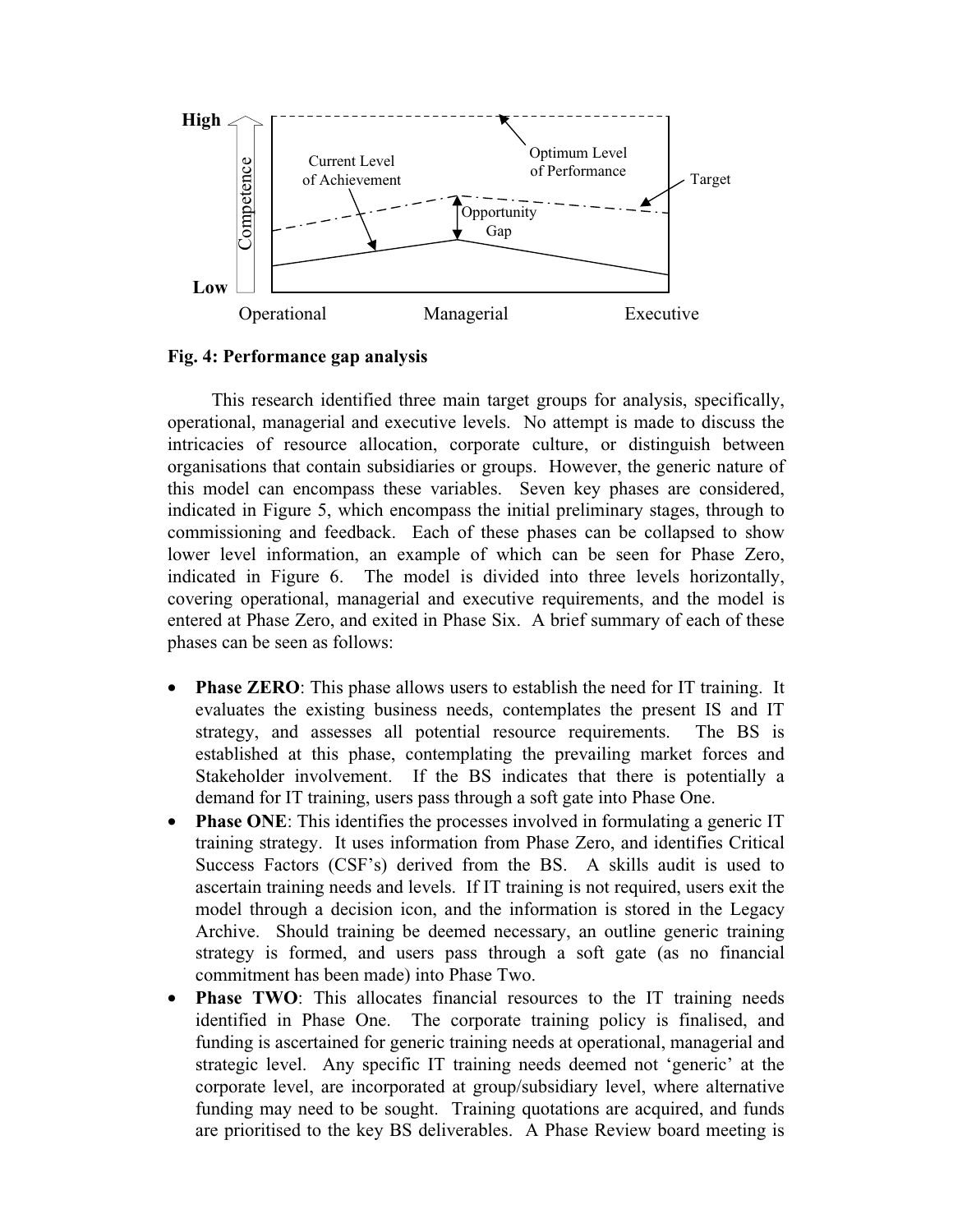**Fig. 4: Performance gap analysis**

This research identified three main target groups for analysis, specifically, operational, managerial and executive levels. No attempt is made to discuss the intricacies of resource allocation, corporate culture, or distinguish between organisations that contain subsidiaries or groups. However, the generic nature of this model can encompass these variables. Seven key phases are considered, indicated in Figure 5, which encompass the initial preliminary stages, through to commissioning and feedback. Each of these phases can be collapsed to show lower level information, an example of which can be seen for Phase Zero, indicated in Figure 6. The model is divided into three levels horizontally, covering operational, managerial and executive requirements, and the model is entered at Phase Zero, and exited in Phase Six. A brief summary of each of these phases can be seen as follows:

- **Phase ZERO**: This phase allows users to establish the need for IT training. It evaluates the existing business needs, contemplates the present IS and IT strategy, and assesses all potential resource requirements. The BS is established at this phase, contemplating the prevailing market forces and Stakeholder involvement. If the BS indicates that there is potentially a demand for IT training, users pass through a soft gate into Phase One.
- **Phase ONE**: This identifies the processes involved in formulating a generic IT training strategy. It uses information from Phase Zero, and identifies Critical Success Factors (CSF's) derived from the BS. A skills audit is used to ascertain training needs and levels. If IT training is not required, users exit the model through a decision icon, and the information is stored in the Legacy Archive. Should training be deemed necessary, an outline generic training strategy is formed, and users pass through a soft gate (as no financial commitment has been made) into Phase Two.
- **Phase TWO**: This allocates financial resources to the IT training needs identified in Phase One. The corporate training policy is finalised, and funding is ascertained for generic training needs at operational, managerial and strategic level. Any specific IT training needs deemed not 'generic' at the corporate level, are incorporated at group/subsidiary level, where alternative funding may need to be sought. Training quotations are acquired, and funds are prioritised to the key BS deliverables. A Phase Review board meeting is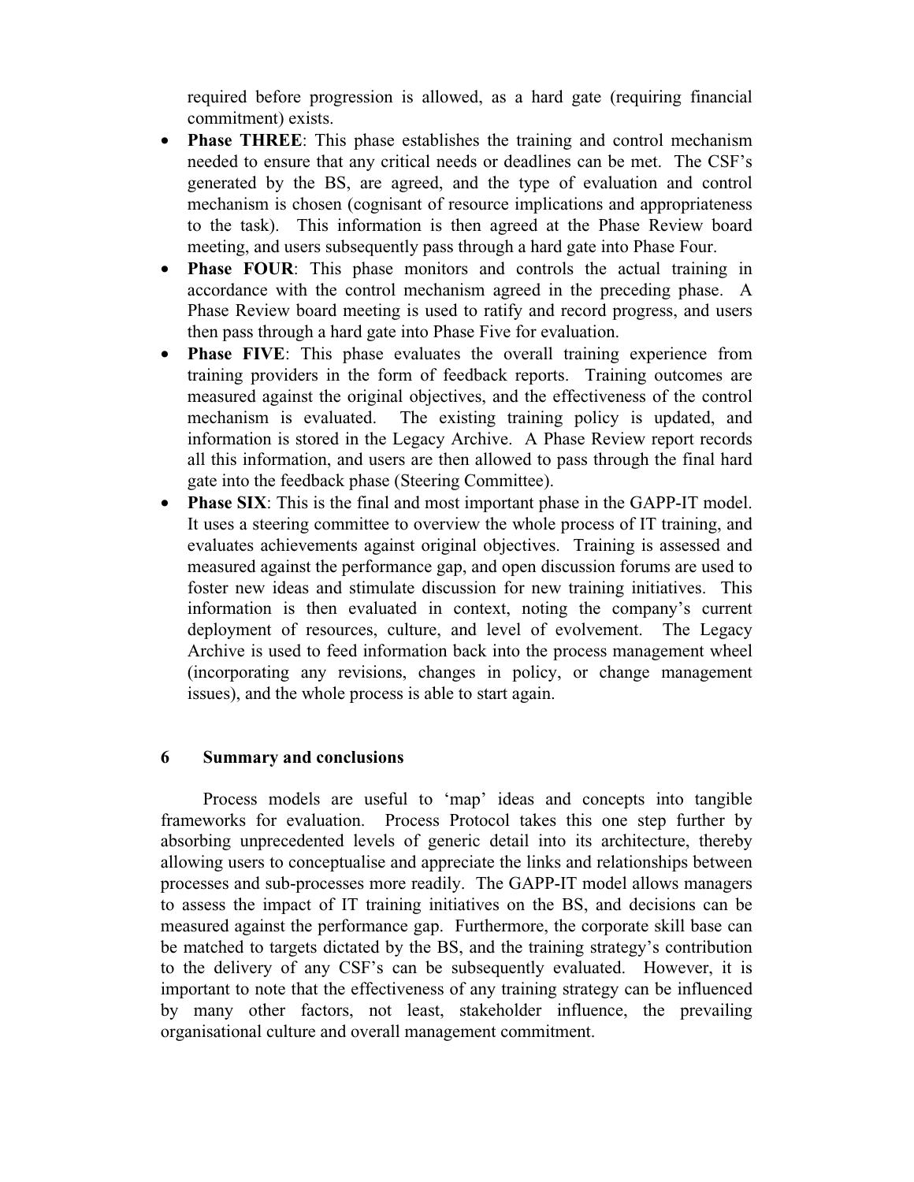required before progression is allowed, as a hard gate (requiring financial commitment) exists.

- **Phase THREE**: This phase establishes the training and control mechanism needed to ensure that any critical needs or deadlines can be met. The CSF's generated by the BS, are agreed, and the type of evaluation and control mechanism is chosen (cognisant of resource implications and appropriateness to the task). This information is then agreed at the Phase Review board meeting, and users subsequently pass through a hard gate into Phase Four.
- **Phase FOUR**: This phase monitors and controls the actual training in accordance with the control mechanism agreed in the preceding phase. A Phase Review board meeting is used to ratify and record progress, and users then pass through a hard gate into Phase Five for evaluation.
- **Phase FIVE**: This phase evaluates the overall training experience from training providers in the form of feedback reports. Training outcomes are measured against the original objectives, and the effectiveness of the control mechanism is evaluated. The existing training policy is updated, and information is stored in the Legacy Archive. A Phase Review report records all this information, and users are then allowed to pass through the final hard gate into the feedback phase (Steering Committee).
- **Phase SIX**: This is the final and most important phase in the GAPP-IT model. It uses a steering committee to overview the whole process of IT training, and evaluates achievements against original objectives. Training is assessed and measured against the performance gap, and open discussion forums are used to foster new ideas and stimulate discussion for new training initiatives. This information is then evaluated in context, noting the company's current deployment of resources, culture, and level of evolvement. The Legacy Archive is used to feed information back into the process management wheel (incorporating any revisions, changes in policy, or change management issues), and the whole process is able to start again.

## 6 Summary and conclusions

Process models are useful to 'map' ideas and concepts into tangible frameworks for evaluation. Process Protocol takes this one step further by absorbing unprecedented levels of generic detail into its architecture, thereby allowing users to conceptualise and appreciate the links and relationships between processes and sub-processes more readily. The GAPP-IT model allows managers to assess the impact of IT training initiatives on the BS, and decisions can be measured against the performance gap. Furthermore, the corporate skill base can be matched to targets dictated by the BS, and the training strategy's contribution to the delivery of any CSF's can be subsequently evaluated. However, it is important to note that the effectiveness of any training strategy can be influenced by many other factors, not least, stakeholder influence, the prevailing organisational culture and overall management commitment.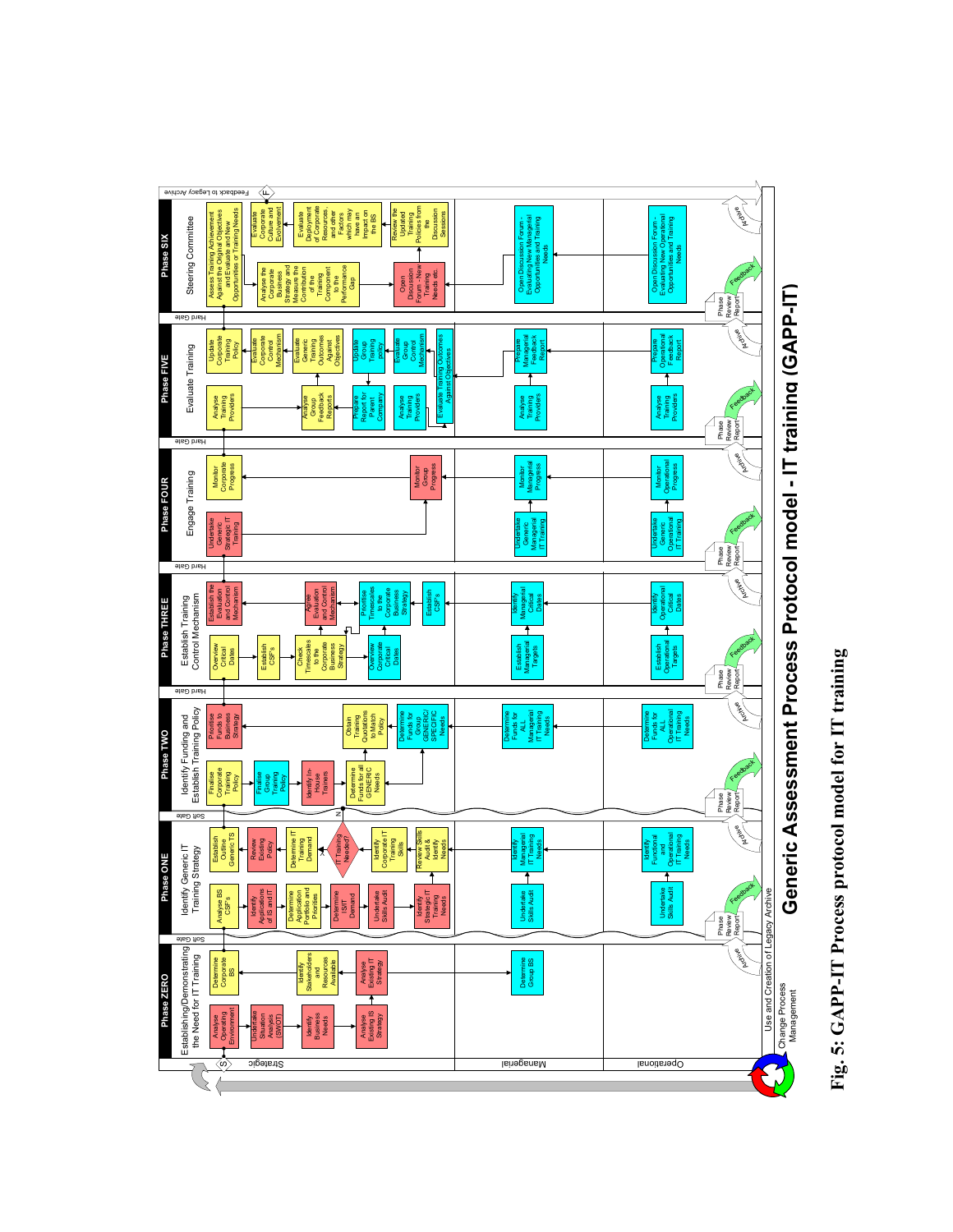Fig. 5: GAPP-IT Process protocol model for IT training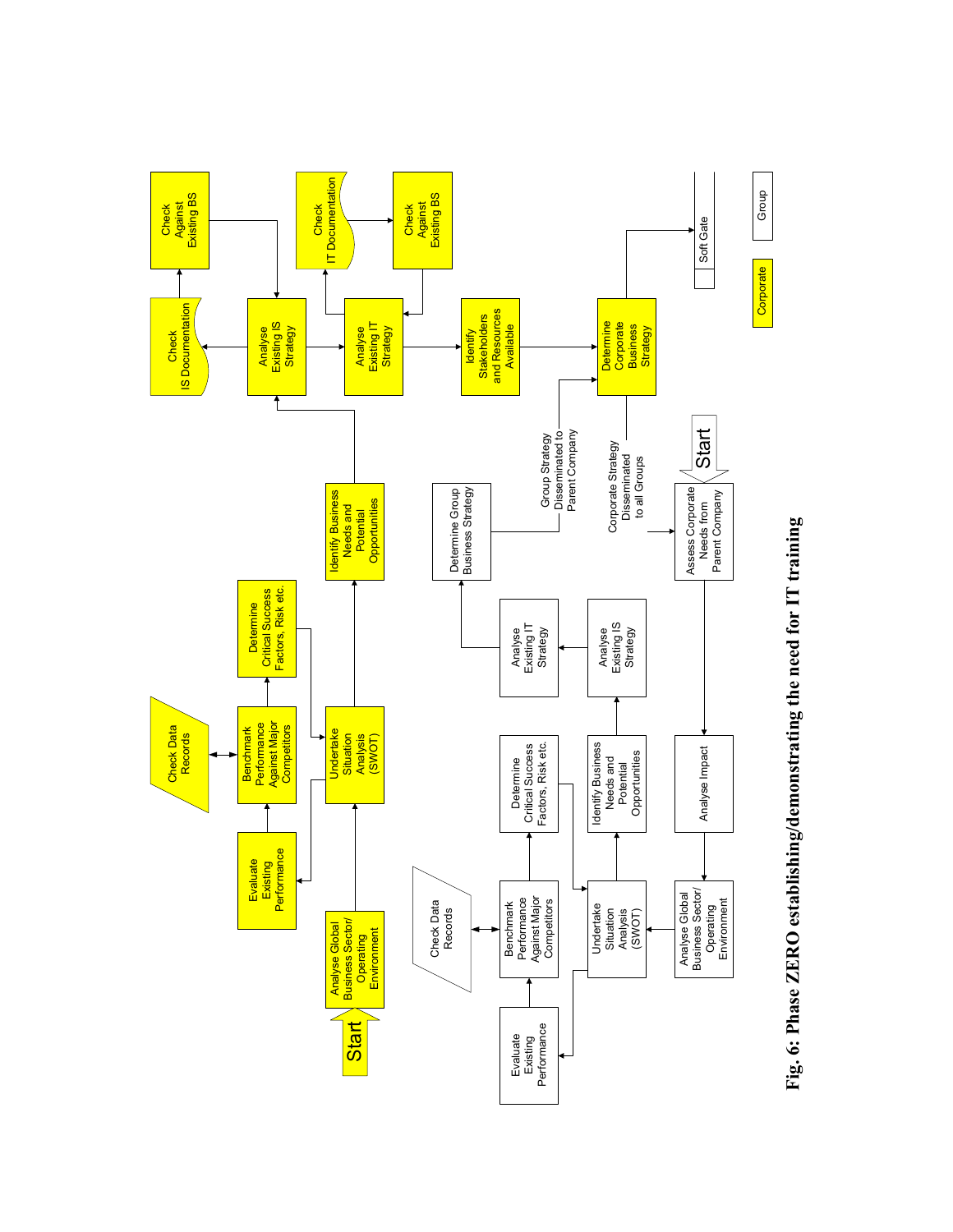Start

Analyse Global Business Sector/ Operating Environment

Evaluate Existing Performance

Benchmark Performance Against Major Competitors

Check Data Records

Determine Critical Success Factors, Risk etc.

Undertake Situation Analysis (SWOT)

Identify Business Needs and Potential Opportunities

Analyse Existing IS Strategy

Check IS Documentation

Check Against Existing BS

Analyse Existing IT Strategy

Check IT Documentation

Check Against Existing BS

Identify Stakeholders and Resources Available

Determine Corporate Business Strategy

Soft Gate

Start

Assess Corporate Needs from Parent Company

Corporate Strategy Disseminated to all Groups

Analyse Impact

Analyse Global Business Sector/ Operating Environment

Undertake Situation Analysis (SWOT)

Evaluate Existing Performance

Benchmark Performance Against Major Competitors

Check Data Records

Determine Critical Success Factors, Risk etc.

Identify Business Needs and Potential Opportunities

Analyse Existing IS Strategy

Analyse Existing IT Strategy

Determine Group Business Strategy

Group Strategy Disseminated to Parent Company

Corporate

Group

**Fig. 6: Phase ZERO establishing/demonstrating the need for IT training**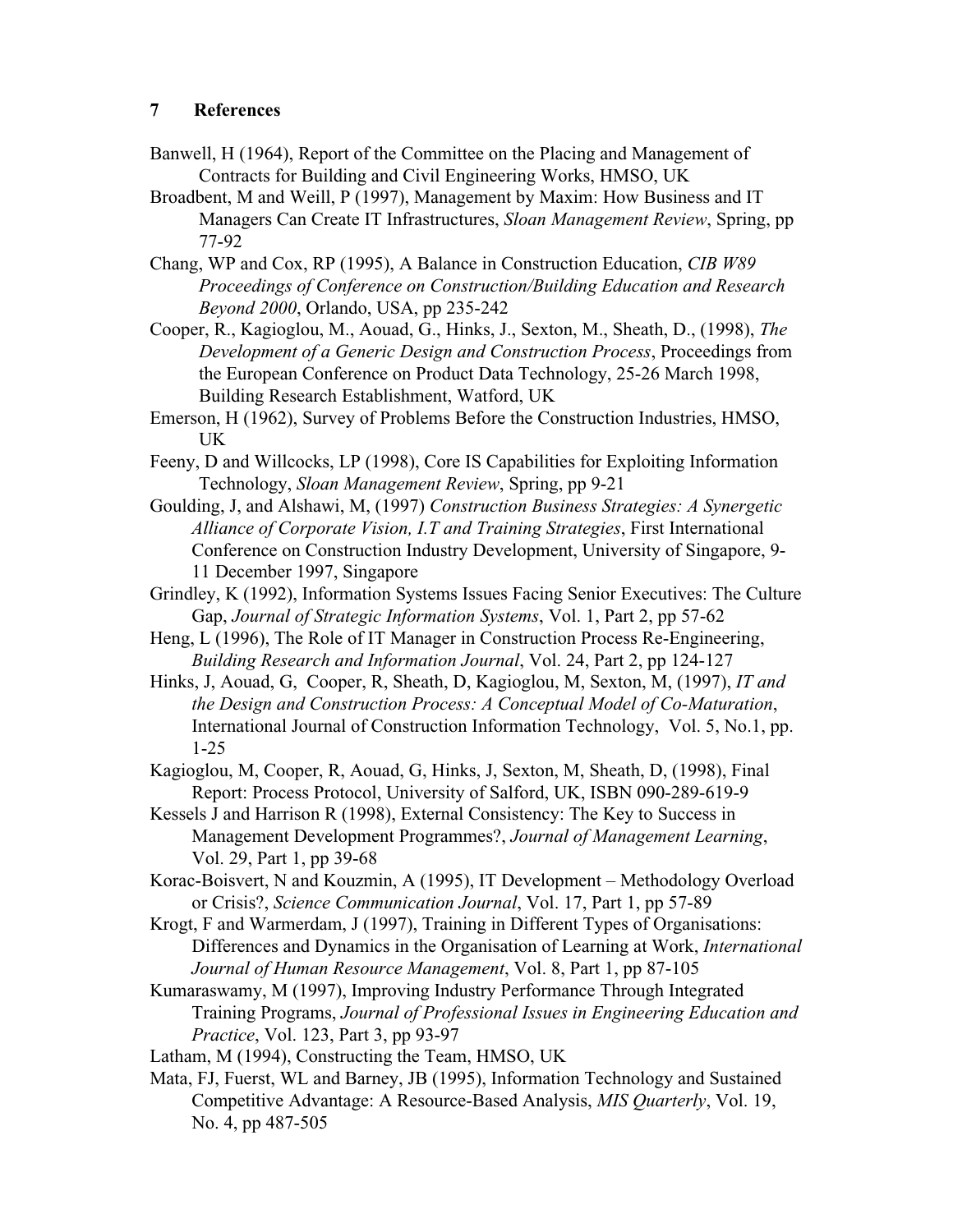## 7 References

Banwell, H (1964), Report of the Committee on the Placing and Management of Contracts for Building and Civil Engineering Works, HMSO, UK

Broadbent, M and Weill, P (1997), Management by Maxim: How Business and IT Managers Can Create IT Infrastructures, *Sloan Management Review*, Spring, pp 77-92

Chang, WP and Cox, RP (1995), A Balance in Construction Education, *CIB W89 Proceedings of Conference on Construction/Building Education and Research Beyond 2000*, Orlando, USA, pp 235-242

Cooper, R., Kagioglou, M., Aouad, G., Hinks, J., Sexton, M., Sheath, D., (1998), *The Development of a Generic Design and Construction Process*, Proceedings from the European Conference on Product Data Technology, 25-26 March 1998, Building Research Establishment, Watford, UK

Emerson, H (1962), Survey of Problems Before the Construction Industries, HMSO, UK

Feeny, D and Willcocks, LP (1998), Core IS Capabilities for Exploiting Information Technology, *Sloan Management Review*, Spring, pp 9-21

Goulding, J, and Alshawi, M, (1997) *Construction Business Strategies: A Synergetic Alliance of Corporate Vision, I.T and Training Strategies*, First International Conference on Construction Industry Development, University of Singapore, 9-11 December 1997, Singapore

Grindley, K (1992), Information Systems Issues Facing Senior Executives: The Culture Gap, *Journal of Strategic Information Systems*, Vol. 1, Part 2, pp 57-62

Heng, L (1996), The Role of IT Manager in Construction Process Re-Engineering, *Building Research and Information Journal*, Vol. 24, Part 2, pp 124-127

Hinks, J, Aouad, G, Cooper, R, Sheath, D, Kagioglou, M, Sexton, M, (1997), *IT and the Design and Construction Process: A Conceptual Model of Co-Maturation*, International Journal of Construction Information Technology, Vol. 5, No.1, pp. 1-25

Kagioglou, M, Cooper, R, Aouad, G, Hinks, J, Sexton, M, Sheath, D, (1998), Final Report: Process Protocol, University of Salford, UK, ISBN 090-289-619-9

Kessels J and Harrison R (1998), External Consistency: The Key to Success in Management Development Programmes?, *Journal of Management Learning*, Vol. 29, Part 1, pp 39-68

Korac-Boisvert, N and Kouzmin, A (1995), IT Development – Methodology Overload or Crisis?, *Science Communication Journal*, Vol. 17, Part 1, pp 57-89

Krogt, F and Warmerdam, J (1997), Training in Different Types of Organisations: Differences and Dynamics in the Organisation of Learning at Work, *International Journal of Human Resource Management*, Vol. 8, Part 1, pp 87-105

Kumaraswamy, M (1997), Improving Industry Performance Through Integrated Training Programs, *Journal of Professional Issues in Engineering Education and Practice*, Vol. 123, Part 3, pp 93-97

Latham, M (1994), Constructing the Team, HMSO, UK

Mata, FJ, Fuerst, WL and Barney, JB (1995), Information Technology and Sustained Competitive Advantage: A Resource-Based Analysis, *MIS Quarterly*, Vol. 19, No. 4, pp 487-505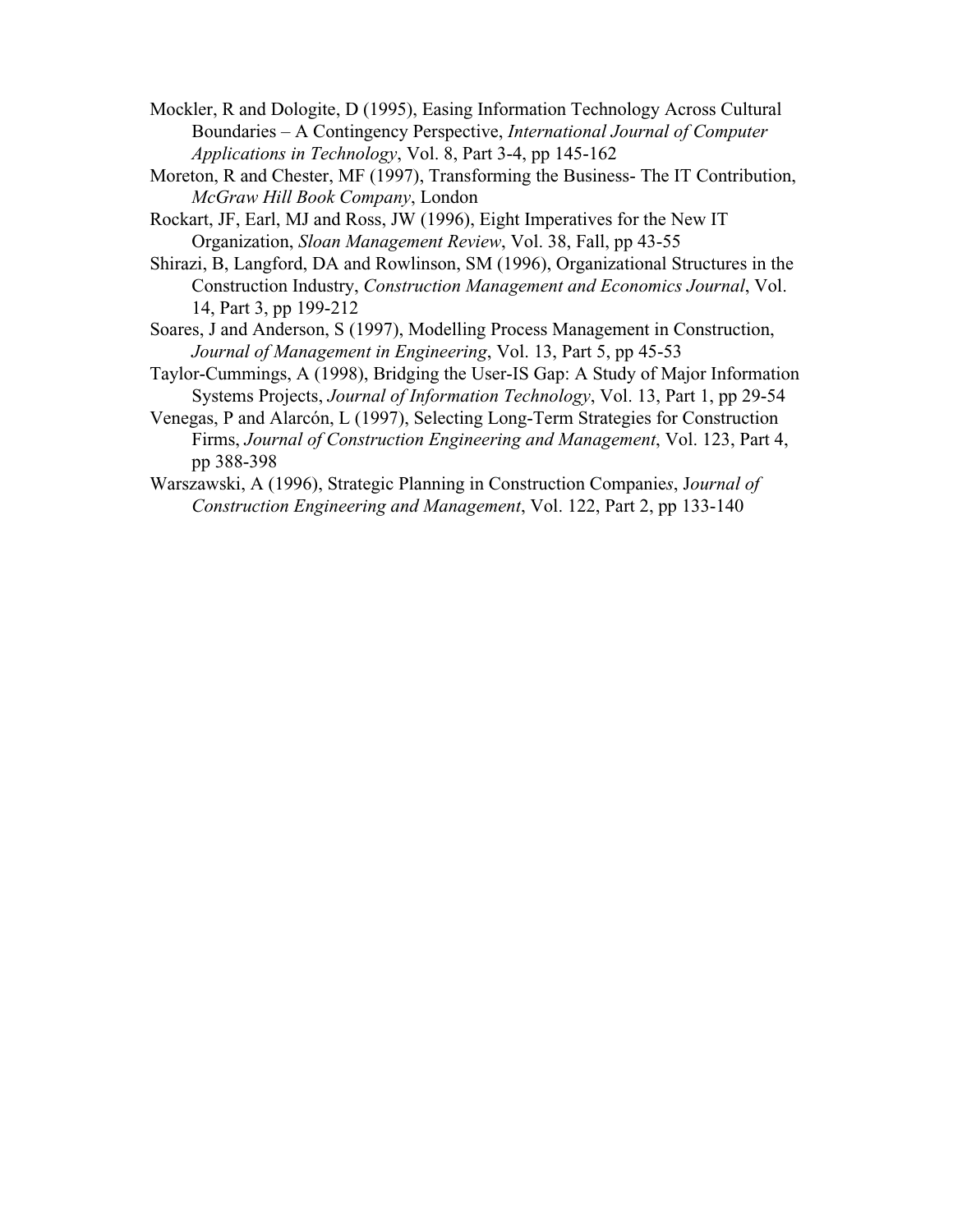Mockler, R and Dologite, D (1995), Easing Information Technology Across Cultural Boundaries – A Contingency Perspective, *International Journal of Computer Applications in Technology*, Vol. 8, Part 3-4, pp 145-162

Moreton, R and Chester, MF (1997), Transforming the Business- The IT Contribution, *McGraw Hill Book Company*, London

Rockart, JF, Earl, MJ and Ross, JW (1996), Eight Imperatives for the New IT Organization, *Sloan Management Review*, Vol. 38, Fall, pp 43-55

Shirazi, B, Langford, DA and Rowlinson, SM (1996), Organizational Structures in the Construction Industry, *Construction Management and Economics Journal*, Vol. 14, Part 3, pp 199-212

Soares, J and Anderson, S (1997), Modelling Process Management in Construction, *Journal of Management in Engineering*, Vol. 13, Part 5, pp 45-53

Taylor-Cummings, A (1998), Bridging the User-IS Gap: A Study of Major Information Systems Projects, *Journal of Information Technology*, Vol. 13, Part 1, pp 29-54

Venegas, P and Alarcón, L (1997), Selecting Long-Term Strategies for Construction Firms, *Journal of Construction Engineering and Management*, Vol. 123, Part 4, pp 388-398

Warszawski, A (1996), Strategic Planning in Construction Companies, *Journal of Construction Engineering and Management*, Vol. 122, Part 2, pp 133-140